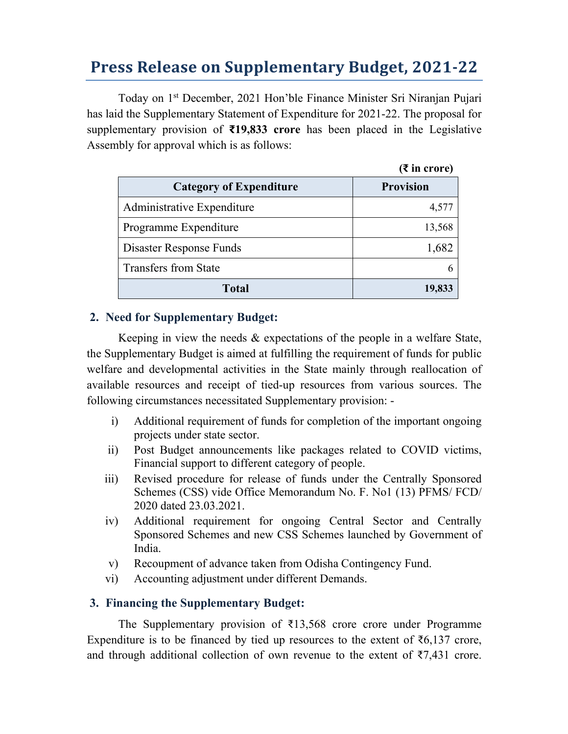# Press Release on Supplementary Budget, 2021-22

Today on 1st December, 2021 Hon'ble Finance Minister Sri Niranjan Pujari has laid the Supplementary Statement of Expenditure for 2021-22. The proposal for supplementary provision of **₹19,833 crore** has been placed in the Legislative Assembly for approval which is as follows:

**(₹ in crore)**

| Category of Expenditure | Provision |
|---|---|
| Administrative Expenditure | 4,577 |
| Programme Expenditure | 13,568 |
| Disaster Response Funds | 1,682 |
| Transfers from State | 6 |
| **Total** | **19,833** |

## 2. Need for Supplementary Budget:

Keeping in view the needs & expectations of the people in a welfare State, the Supplementary Budget is aimed at fulfilling the requirement of funds for public welfare and developmental activities in the State mainly through reallocation of available resources and receipt of tied-up resources from various sources. The following circumstances necessitated Supplementary provision: -

i) Additional requirement of funds for completion of the important ongoing projects under state sector.

ii) Post Budget announcements like packages related to COVID victims, Financial support to different category of people.

iii) Revised procedure for release of funds under the Centrally Sponsored Schemes (CSS) vide Office Memorandum No. F. No1 (13) PFMS/ FCD/ 2020 dated 23.03.2021.

iv) Additional requirement for ongoing Central Sector and Centrally Sponsored Schemes and new CSS Schemes launched by Government of India.

v) Recoupment of advance taken from Odisha Contingency Fund.

vi) Accounting adjustment under different Demands.

## 3. Financing the Supplementary Budget:

The Supplementary provision of ₹13,568 crore crore under Programme Expenditure is to be financed by tied up resources to the extent of ₹6,137 crore, and through additional collection of own revenue to the extent of ₹7,431 crore.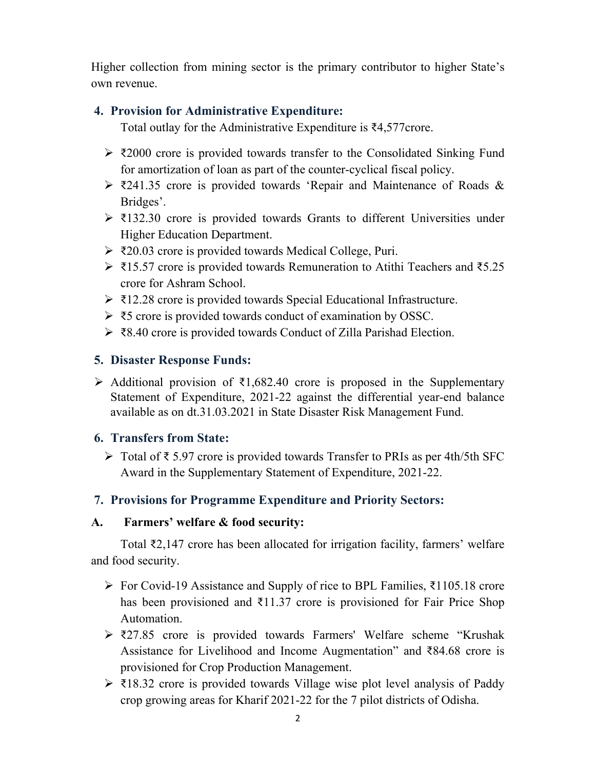Higher collection from mining sector is the primary contributor to higher State's own revenue.

## 4. Provision for Administrative Expenditure:

Total outlay for the Administrative Expenditure is ₹4,577crore.

- ₹2000 crore is provided towards transfer to the Consolidated Sinking Fund for amortization of loan as part of the counter-cyclical fiscal policy.
- ₹241.35 crore is provided towards 'Repair and Maintenance of Roads & Bridges'.
- ₹132.30 crore is provided towards Grants to different Universities under Higher Education Department.
- ₹20.03 crore is provided towards Medical College, Puri.
- ₹15.57 crore is provided towards Remuneration to Atithi Teachers and ₹5.25 crore for Ashram School.
- ₹12.28 crore is provided towards Special Educational Infrastructure.
- ₹5 crore is provided towards conduct of examination by OSSC.
- ₹8.40 crore is provided towards Conduct of Zilla Parishad Election.

## 5. Disaster Response Funds:

- Additional provision of ₹1,682.40 crore is proposed in the Supplementary Statement of Expenditure, 2021-22 against the differential year-end balance available as on dt.31.03.2021 in State Disaster Risk Management Fund.

## 6. Transfers from State:

- Total of ₹ 5.97 crore is provided towards Transfer to PRIs as per 4th/5th SFC Award in the Supplementary Statement of Expenditure, 2021-22.

## 7. Provisions for Programme Expenditure and Priority Sectors:

### A. Farmers' welfare & food security:

Total ₹2,147 crore has been allocated for irrigation facility, farmers' welfare and food security.

- For Covid-19 Assistance and Supply of rice to BPL Families, ₹1105.18 crore has been provisioned and ₹11.37 crore is provisioned for Fair Price Shop Automation.
- ₹27.85 crore is provided towards Farmers' Welfare scheme "Krushak Assistance for Livelihood and Income Augmentation" and ₹84.68 crore is provisioned for Crop Production Management.
- ₹18.32 crore is provided towards Village wise plot level analysis of Paddy crop growing areas for Kharif 2021-22 for the 7 pilot districts of Odisha.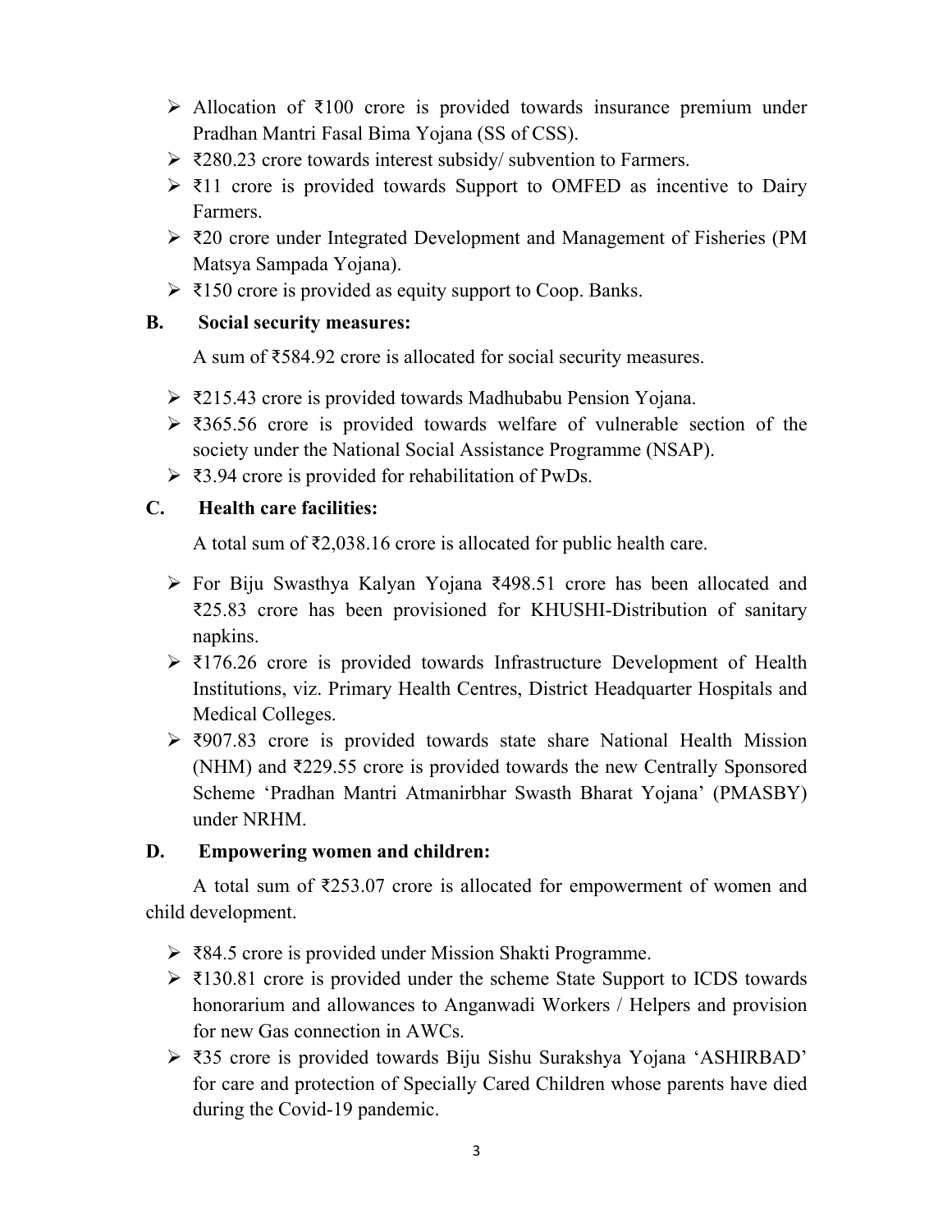- Allocation of ₹100 crore is provided towards insurance premium under Pradhan Mantri Fasal Bima Yojana (SS of CSS).
- ₹280.23 crore towards interest subsidy/ subvention to Farmers.
- ₹11 crore is provided towards Support to OMFED as incentive to Dairy Farmers.
- ₹20 crore under Integrated Development and Management of Fisheries (PM Matsya Sampada Yojana).
- ₹150 crore is provided as equity support to Coop. Banks.

**B. Social security measures:**

A sum of ₹584.92 crore is allocated for social security measures.

- ₹215.43 crore is provided towards Madhubabu Pension Yojana.
- ₹365.56 crore is provided towards welfare of vulnerable section of the society under the National Social Assistance Programme (NSAP).
- ₹3.94 crore is provided for rehabilitation of PwDs.

**C. Health care facilities:**

A total sum of ₹2,038.16 crore is allocated for public health care.

- For Biju Swasthya Kalyan Yojana ₹498.51 crore has been allocated and ₹25.83 crore has been provisioned for KHUSHI-Distribution of sanitary napkins.
- ₹176.26 crore is provided towards Infrastructure Development of Health Institutions, viz. Primary Health Centres, District Headquarter Hospitals and Medical Colleges.
- ₹907.83 crore is provided towards state share National Health Mission (NHM) and ₹229.55 crore is provided towards the new Centrally Sponsored Scheme 'Pradhan Mantri Atmanirbhar Swasth Bharat Yojana' (PMASBY) under NRHM.

**D. Empowering women and children:**

A total sum of ₹253.07 crore is allocated for empowerment of women and child development.

- ₹84.5 crore is provided under Mission Shakti Programme.
- ₹130.81 crore is provided under the scheme State Support to ICDS towards honorarium and allowances to Anganwadi Workers / Helpers and provision for new Gas connection in AWCs.
- ₹35 crore is provided towards Biju Sishu Surakshya Yojana 'ASHIRBAD' for care and protection of Specially Cared Children whose parents have died during the Covid-19 pandemic.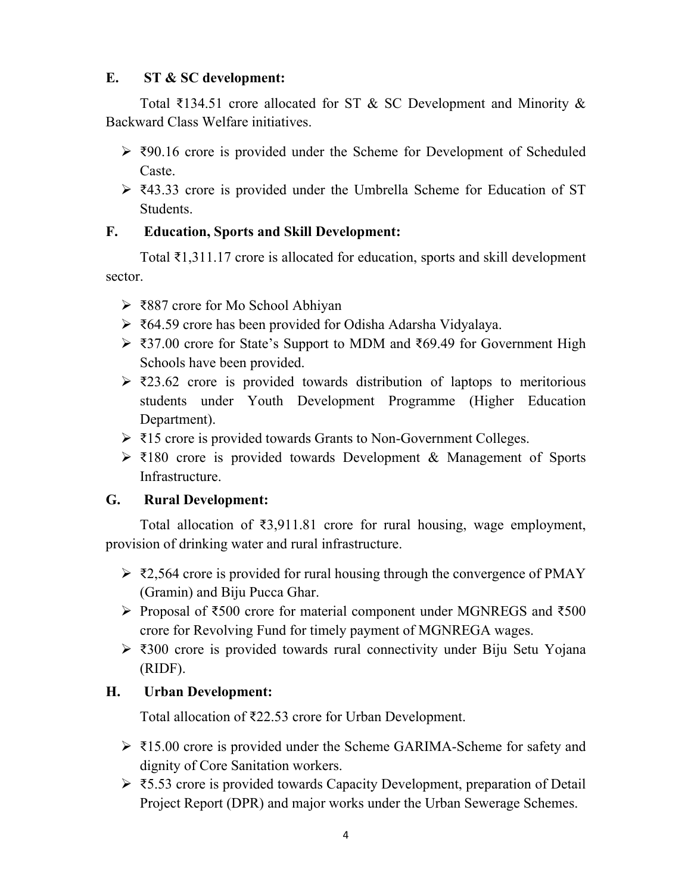### E. ST & SC development:

Total ₹134.51 crore allocated for ST & SC Development and Minority & Backward Class Welfare initiatives.

- ₹90.16 crore is provided under the Scheme for Development of Scheduled Caste.
- ₹43.33 crore is provided under the Umbrella Scheme for Education of ST Students.

### F. Education, Sports and Skill Development:

Total ₹1,311.17 crore is allocated for education, sports and skill development sector.

- ₹887 crore for Mo School Abhiyan
- ₹64.59 crore has been provided for Odisha Adarsha Vidyalaya.
- ₹37.00 crore for State's Support to MDM and ₹69.49 for Government High Schools have been provided.
- ₹23.62 crore is provided towards distribution of laptops to meritorious students under Youth Development Programme (Higher Education Department).
- ₹15 crore is provided towards Grants to Non-Government Colleges.
- ₹180 crore is provided towards Development & Management of Sports Infrastructure.

### G. Rural Development:

Total allocation of ₹3,911.81 crore for rural housing, wage employment, provision of drinking water and rural infrastructure.

- ₹2,564 crore is provided for rural housing through the convergence of PMAY (Gramin) and Biju Pucca Ghar.
- Proposal of ₹500 crore for material component under MGNREGS and ₹500 crore for Revolving Fund for timely payment of MGNREGA wages.
- ₹300 crore is provided towards rural connectivity under Biju Setu Yojana (RIDF).

### H. Urban Development:

Total allocation of ₹22.53 crore for Urban Development.

- ₹15.00 crore is provided under the Scheme GARIMA-Scheme for safety and dignity of Core Sanitation workers.
- ₹5.53 crore is provided towards Capacity Development, preparation of Detail Project Report (DPR) and major works under the Urban Sewerage Schemes.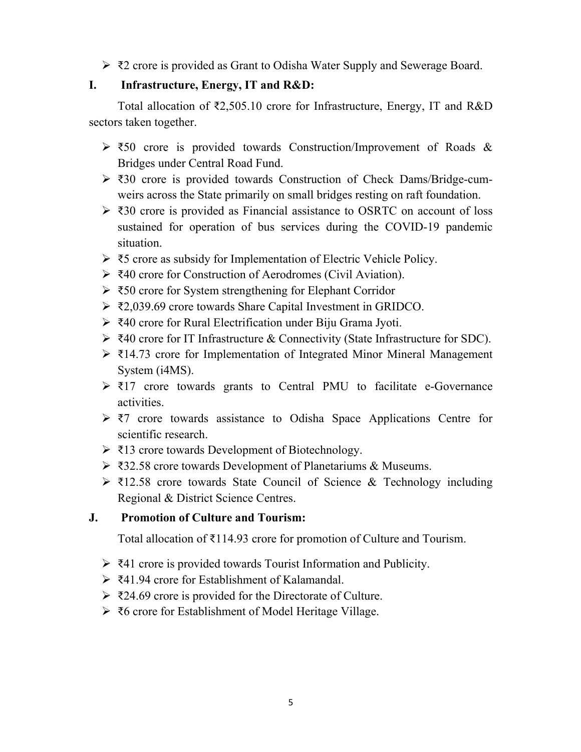- ₹2 crore is provided as Grant to Odisha Water Supply and Sewerage Board.

## I. Infrastructure, Energy, IT and R&D:

Total allocation of ₹2,505.10 crore for Infrastructure, Energy, IT and R&D sectors taken together.

- ₹50 crore is provided towards Construction/Improvement of Roads & Bridges under Central Road Fund.
- ₹30 crore is provided towards Construction of Check Dams/Bridge-cum-weirs across the State primarily on small bridges resting on raft foundation.
- ₹30 crore is provided as Financial assistance to OSRTC on account of loss sustained for operation of bus services during the COVID-19 pandemic situation.
- ₹5 crore as subsidy for Implementation of Electric Vehicle Policy.
- ₹40 crore for Construction of Aerodromes (Civil Aviation).
- ₹50 crore for System strengthening for Elephant Corridor
- ₹2,039.69 crore towards Share Capital Investment in GRIDCO.
- ₹40 crore for Rural Electrification under Biju Grama Jyoti.
- ₹40 crore for IT Infrastructure & Connectivity (State Infrastructure for SDC).
- ₹14.73 crore for Implementation of Integrated Minor Mineral Management System (i4MS).
- ₹17 crore towards grants to Central PMU to facilitate e-Governance activities.
- ₹7 crore towards assistance to Odisha Space Applications Centre for scientific research.
- ₹13 crore towards Development of Biotechnology.
- ₹32.58 crore towards Development of Planetariums & Museums.
- ₹12.58 crore towards State Council of Science & Technology including Regional & District Science Centres.

## J. Promotion of Culture and Tourism:

Total allocation of ₹114.93 crore for promotion of Culture and Tourism.

- ₹41 crore is provided towards Tourist Information and Publicity.
- ₹41.94 crore for Establishment of Kalamandal.
- ₹24.69 crore is provided for the Directorate of Culture.
- ₹6 crore for Establishment of Model Heritage Village.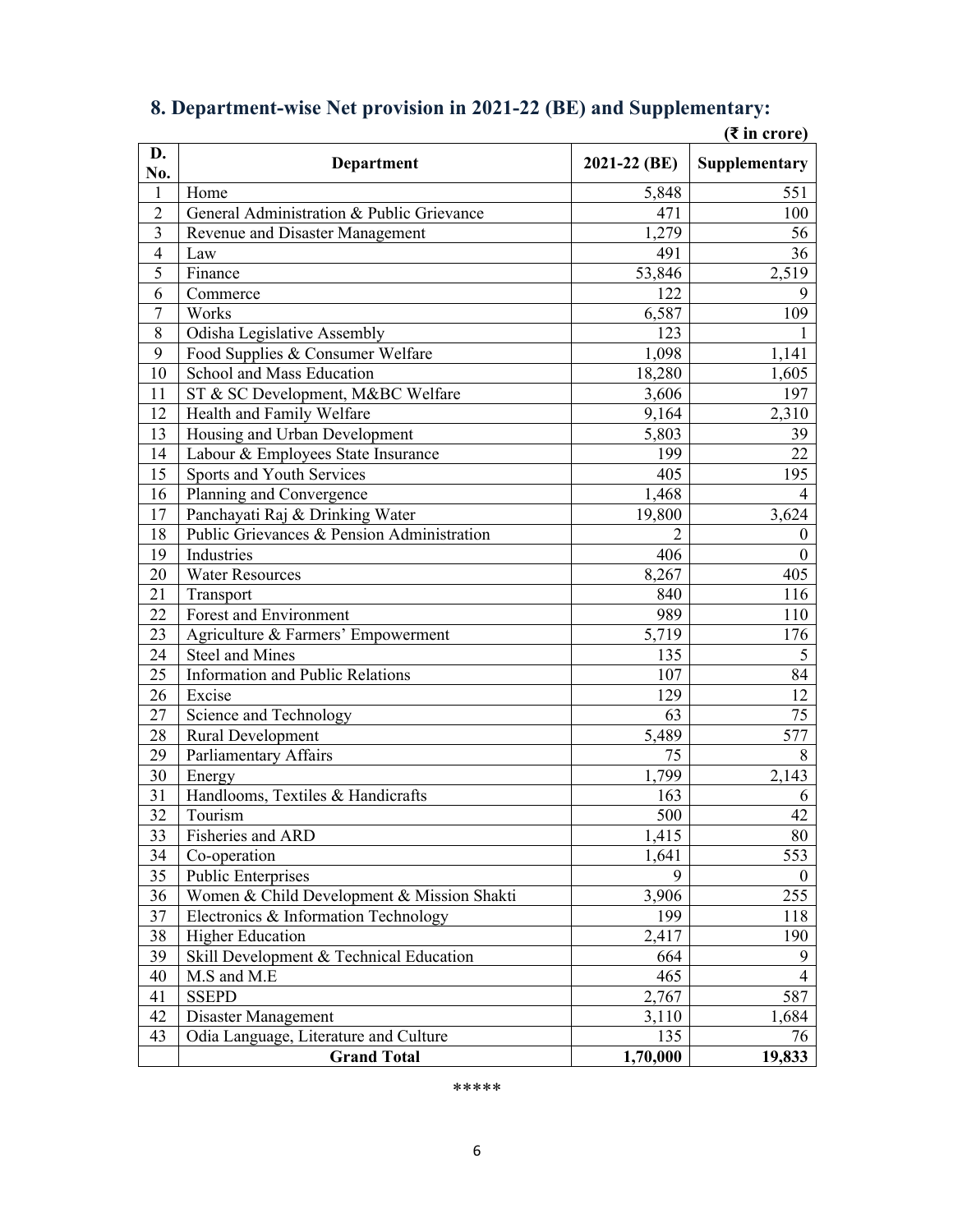## 8. Department-wise Net provision in 2021-22 (BE) and Supplementary:

(₹ in crore)

| D. No. | Department | 2021-22 (BE) | Supplementary |
|---|---|---|---|
| 1 | Home | 5,848 | 551 |
| 2 | General Administration & Public Grievance | 471 | 100 |
| 3 | Revenue and Disaster Management | 1,279 | 56 |
| 4 | Law | 491 | 36 |
| 5 | Finance | 53,846 | 2,519 |
| 6 | Commerce | 122 | 9 |
| 7 | Works | 6,587 | 109 |
| 8 | Odisha Legislative Assembly | 123 | 1 |
| 9 | Food Supplies & Consumer Welfare | 1,098 | 1,141 |
| 10 | School and Mass Education | 18,280 | 1,605 |
| 11 | ST & SC Development, M&BC Welfare | 3,606 | 197 |
| 12 | Health and Family Welfare | 9,164 | 2,310 |
| 13 | Housing and Urban Development | 5,803 | 39 |
| 14 | Labour & Employees State Insurance | 199 | 22 |
| 15 | Sports and Youth Services | 405 | 195 |
| 16 | Planning and Convergence | 1,468 | 4 |
| 17 | Panchayati Raj & Drinking Water | 19,800 | 3,624 |
| 18 | Public Grievances & Pension Administration | 2 | 0 |
| 19 | Industries | 406 | 0 |
| 20 | Water Resources | 8,267 | 405 |
| 21 | Transport | 840 | 116 |
| 22 | Forest and Environment | 989 | 110 |
| 23 | Agriculture & Farmers' Empowerment | 5,719 | 176 |
| 24 | Steel and Mines | 135 | 5 |
| 25 | Information and Public Relations | 107 | 84 |
| 26 | Excise | 129 | 12 |
| 27 | Science and Technology | 63 | 75 |
| 28 | Rural Development | 5,489 | 577 |
| 29 | Parliamentary Affairs | 75 | 8 |
| 30 | Energy | 1,799 | 2,143 |
| 31 | Handlooms, Textiles & Handicrafts | 163 | 6 |
| 32 | Tourism | 500 | 42 |
| 33 | Fisheries and ARD | 1,415 | 80 |
| 34 | Co-operation | 1,641 | 553 |
| 35 | Public Enterprises | 9 | 0 |
| 36 | Women & Child Development & Mission Shakti | 3,906 | 255 |
| 37 | Electronics & Information Technology | 199 | 118 |
| 38 | Higher Education | 2,417 | 190 |
| 39 | Skill Development & Technical Education | 664 | 9 |
| 40 | M.S and M.E | 465 | 4 |
| 41 | SSEPD | 2,767 | 587 |
| 42 | Disaster Management | 3,110 | 1,684 |
| 43 | Odia Language, Literature and Culture | 135 | 76 |
| | **Grand Total** | **1,70,000** | **19,833** |

*****